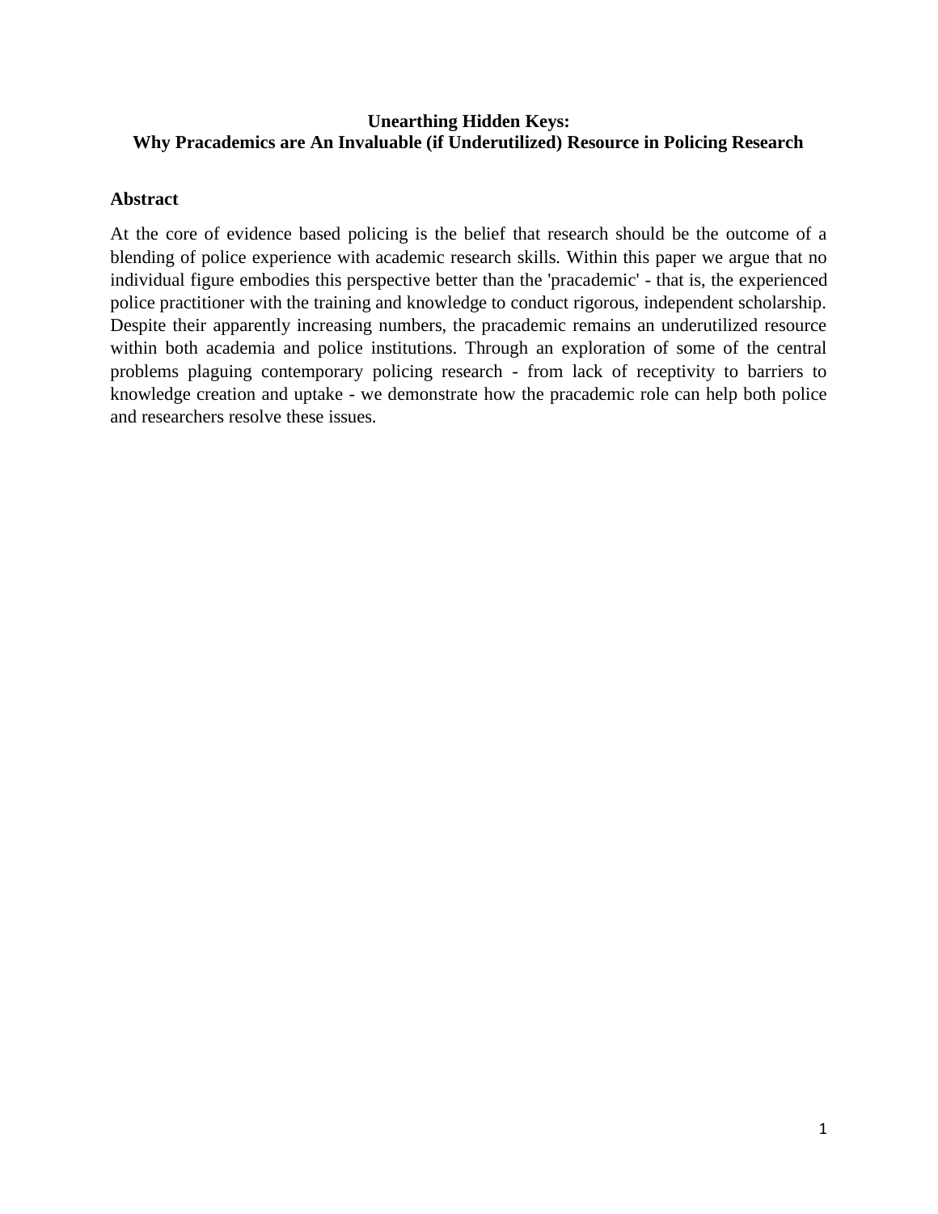# Unearthing Hidden Keys: Why Pracademics are An Invaluable (if Underutilized) Resource in Policing Research

## Abstract

At the core of evidence based policing is the belief that research should be the outcome of a blending of police experience with academic research skills. Within this paper we argue that no individual figure embodies this perspective better than the 'pracademic' - that is, the experienced police practitioner with the training and knowledge to conduct rigorous, independent scholarship. Despite their apparently increasing numbers, the pracademic remains an underutilized resource within both academia and police institutions. Through an exploration of some of the central problems plaguing contemporary policing research - from lack of receptivity to barriers to knowledge creation and uptake - we demonstrate how the pracademic role can help both police and researchers resolve these issues.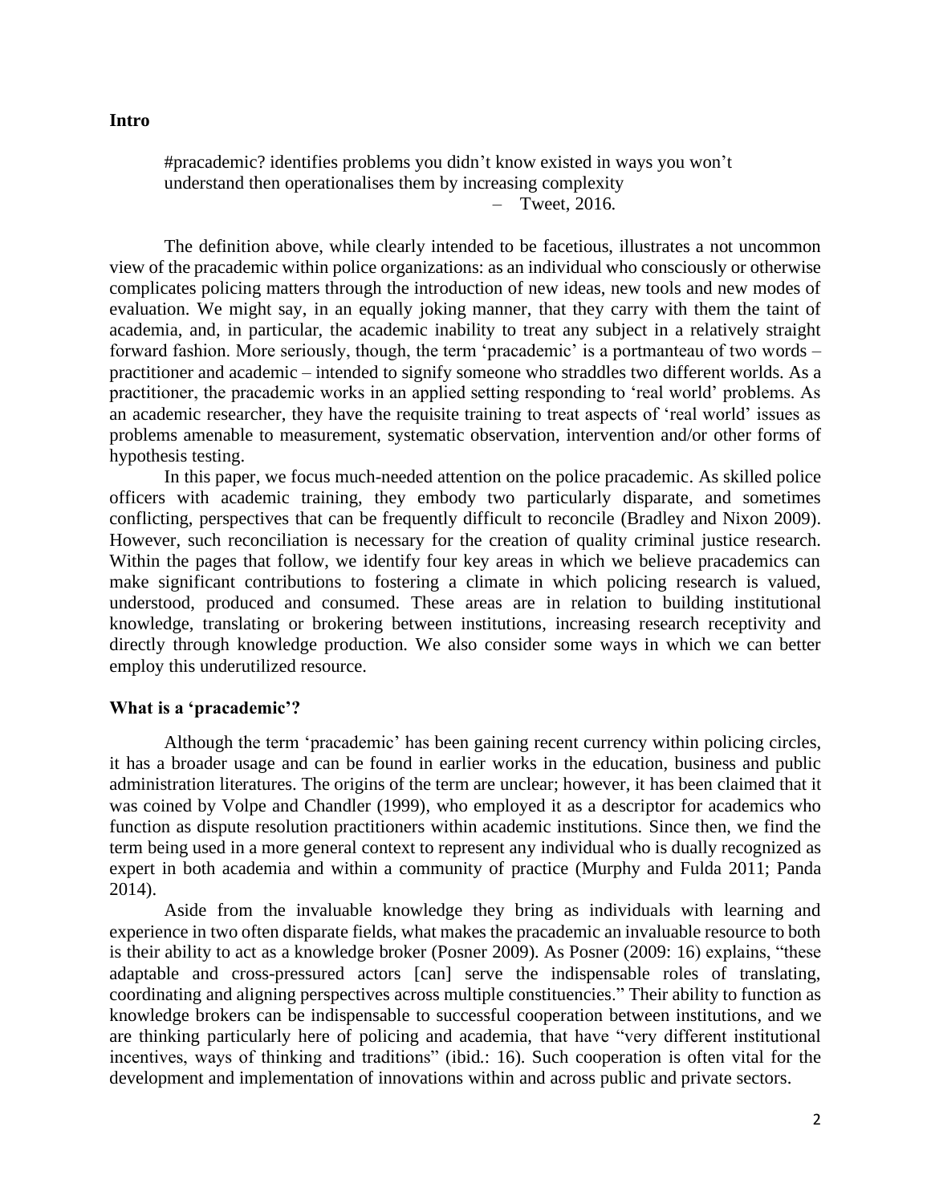**Intro**

> #pracademic? identifies problems you didn't know existed in ways you won't understand then operationalises them by increasing complexity
>
> – Tweet, 2016.

The definition above, while clearly intended to be facetious, illustrates a not uncommon view of the pracademic within police organizations: as an individual who consciously or otherwise complicates policing matters through the introduction of new ideas, new tools and new modes of evaluation. We might say, in an equally joking manner, that they carry with them the taint of academia, and, in particular, the academic inability to treat any subject in a relatively straight forward fashion. More seriously, though, the term 'pracademic' is a portmanteau of two words – practitioner and academic – intended to signify someone who straddles two different worlds. As a practitioner, the pracademic works in an applied setting responding to 'real world' problems. As an academic researcher, they have the requisite training to treat aspects of 'real world' issues as problems amenable to measurement, systematic observation, intervention and/or other forms of hypothesis testing.

In this paper, we focus much-needed attention on the police pracademic. As skilled police officers with academic training, they embody two particularly disparate, and sometimes conflicting, perspectives that can be frequently difficult to reconcile (Bradley and Nixon 2009). However, such reconciliation is necessary for the creation of quality criminal justice research. Within the pages that follow, we identify four key areas in which we believe pracademics can make significant contributions to fostering a climate in which policing research is valued, understood, produced and consumed. These areas are in relation to building institutional knowledge, translating or brokering between institutions, increasing research receptivity and directly through knowledge production. We also consider some ways in which we can better employ this underutilized resource.

**What is a 'pracademic'?**

Although the term 'pracademic' has been gaining recent currency within policing circles, it has a broader usage and can be found in earlier works in the education, business and public administration literatures. The origins of the term are unclear; however, it has been claimed that it was coined by Volpe and Chandler (1999), who employed it as a descriptor for academics who function as dispute resolution practitioners within academic institutions. Since then, we find the term being used in a more general context to represent any individual who is dually recognized as expert in both academia and within a community of practice (Murphy and Fulda 2011; Panda 2014).

Aside from the invaluable knowledge they bring as individuals with learning and experience in two often disparate fields, what makes the pracademic an invaluable resource to both is their ability to act as a knowledge broker (Posner 2009). As Posner (2009: 16) explains, "these adaptable and cross-pressured actors [can] serve the indispensable roles of translating, coordinating and aligning perspectives across multiple constituencies." Their ability to function as knowledge brokers can be indispensable to successful cooperation between institutions, and we are thinking particularly here of policing and academia, that have "very different institutional incentives, ways of thinking and traditions" (ibid.: 16). Such cooperation is often vital for the development and implementation of innovations within and across public and private sectors.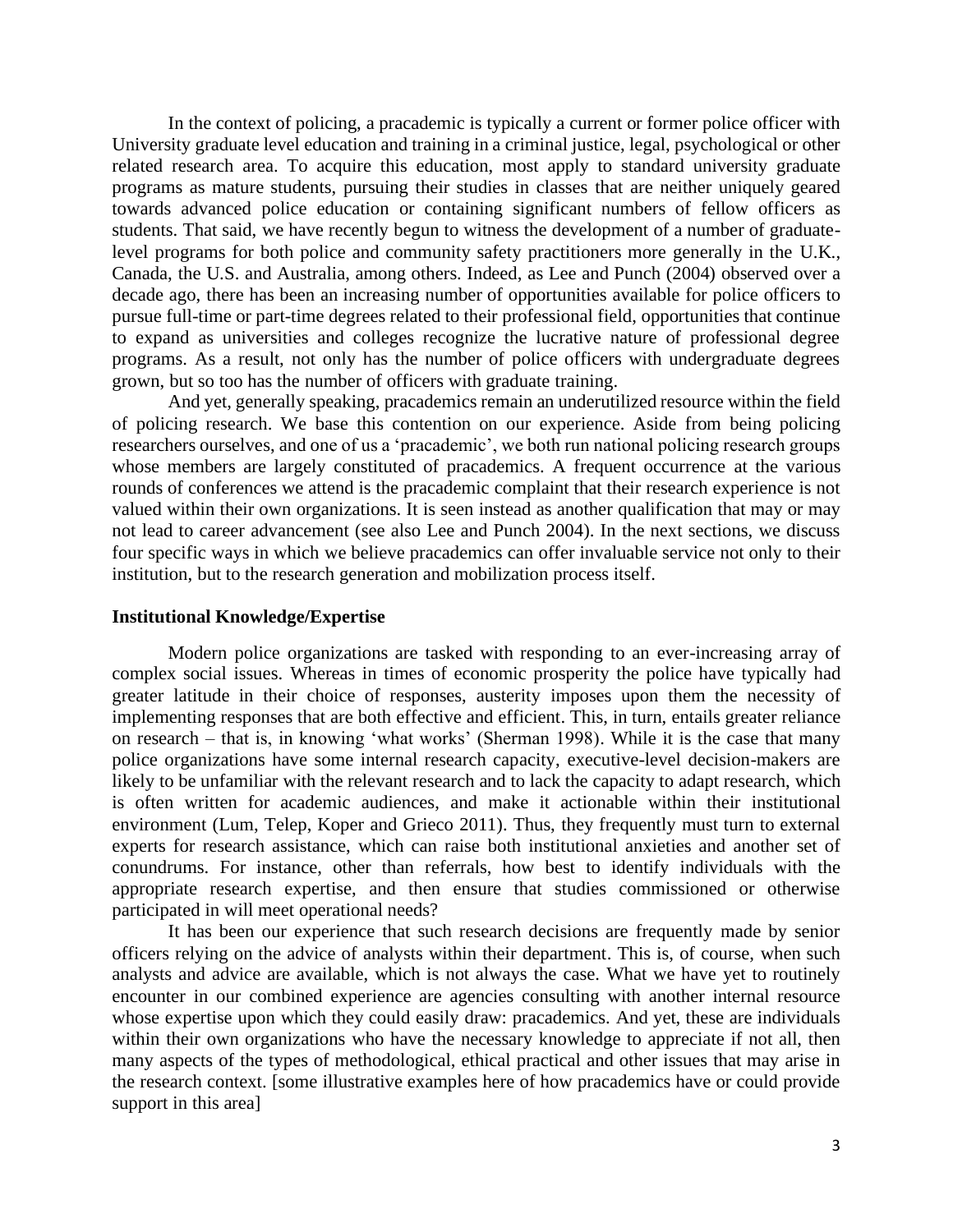In the context of policing, a pracademic is typically a current or former police officer with University graduate level education and training in a criminal justice, legal, psychological or other related research area. To acquire this education, most apply to standard university graduate programs as mature students, pursuing their studies in classes that are neither uniquely geared towards advanced police education or containing significant numbers of fellow officers as students. That said, we have recently begun to witness the development of a number of graduate-level programs for both police and community safety practitioners more generally in the U.K., Canada, the U.S. and Australia, among others. Indeed, as Lee and Punch (2004) observed over a decade ago, there has been an increasing number of opportunities available for police officers to pursue full-time or part-time degrees related to their professional field, opportunities that continue to expand as universities and colleges recognize the lucrative nature of professional degree programs. As a result, not only has the number of police officers with undergraduate degrees grown, but so too has the number of officers with graduate training.

And yet, generally speaking, pracademics remain an underutilized resource within the field of policing research. We base this contention on our experience. Aside from being policing researchers ourselves, and one of us a 'pracademic', we both run national policing research groups whose members are largely constituted of pracademics. A frequent occurrence at the various rounds of conferences we attend is the pracademic complaint that their research experience is not valued within their own organizations. It is seen instead as another qualification that may or may not lead to career advancement (see also Lee and Punch 2004). In the next sections, we discuss four specific ways in which we believe pracademics can offer invaluable service not only to their institution, but to the research generation and mobilization process itself.

**Institutional Knowledge/Expertise**

Modern police organizations are tasked with responding to an ever-increasing array of complex social issues. Whereas in times of economic prosperity the police have typically had greater latitude in their choice of responses, austerity imposes upon them the necessity of implementing responses that are both effective and efficient. This, in turn, entails greater reliance on research – that is, in knowing 'what works' (Sherman 1998). While it is the case that many police organizations have some internal research capacity, executive-level decision-makers are likely to be unfamiliar with the relevant research and to lack the capacity to adapt research, which is often written for academic audiences, and make it actionable within their institutional environment (Lum, Telep, Koper and Grieco 2011). Thus, they frequently must turn to external experts for research assistance, which can raise both institutional anxieties and another set of conundrums. For instance, other than referrals, how best to identify individuals with the appropriate research expertise, and then ensure that studies commissioned or otherwise participated in will meet operational needs?

It has been our experience that such research decisions are frequently made by senior officers relying on the advice of analysts within their department. This is, of course, when such analysts and advice are available, which is not always the case. What we have yet to routinely encounter in our combined experience are agencies consulting with another internal resource whose expertise upon which they could easily draw: pracademics. And yet, these are individuals within their own organizations who have the necessary knowledge to appreciate if not all, then many aspects of the types of methodological, ethical practical and other issues that may arise in the research context. [some illustrative examples here of how pracademics have or could provide support in this area]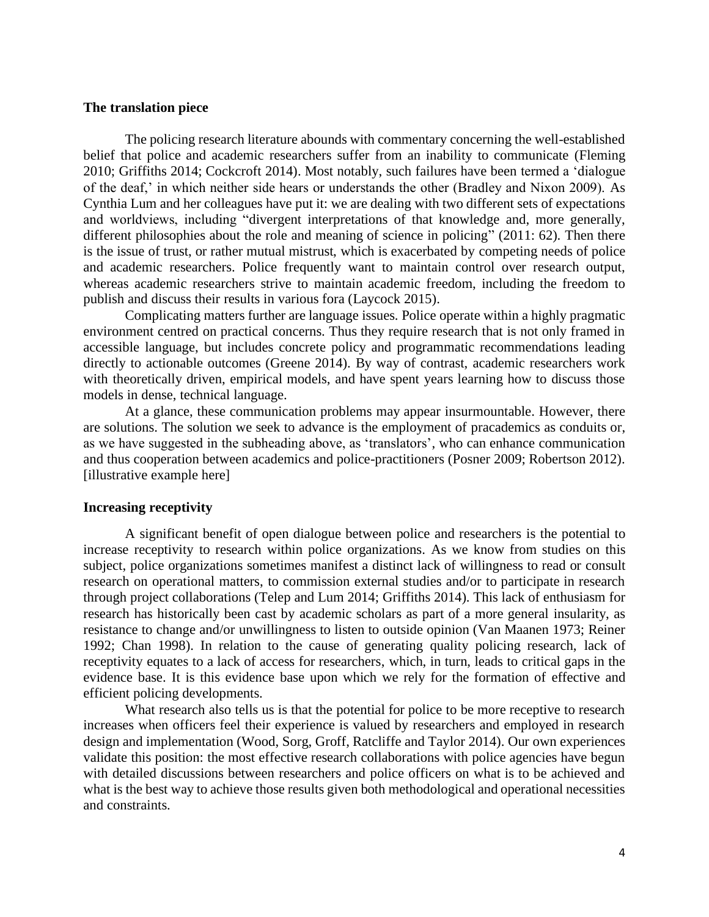**The translation piece**

The policing research literature abounds with commentary concerning the well-established belief that police and academic researchers suffer from an inability to communicate (Fleming 2010; Griffiths 2014; Cockcroft 2014). Most notably, such failures have been termed a 'dialogue of the deaf,' in which neither side hears or understands the other (Bradley and Nixon 2009). As Cynthia Lum and her colleagues have put it: we are dealing with two different sets of expectations and worldviews, including "divergent interpretations of that knowledge and, more generally, different philosophies about the role and meaning of science in policing" (2011: 62). Then there is the issue of trust, or rather mutual mistrust, which is exacerbated by competing needs of police and academic researchers. Police frequently want to maintain control over research output, whereas academic researchers strive to maintain academic freedom, including the freedom to publish and discuss their results in various fora (Laycock 2015).

Complicating matters further are language issues. Police operate within a highly pragmatic environment centred on practical concerns. Thus they require research that is not only framed in accessible language, but includes concrete policy and programmatic recommendations leading directly to actionable outcomes (Greene 2014). By way of contrast, academic researchers work with theoretically driven, empirical models, and have spent years learning how to discuss those models in dense, technical language.

At a glance, these communication problems may appear insurmountable. However, there are solutions. The solution we seek to advance is the employment of pracademics as conduits or, as we have suggested in the subheading above, as 'translators', who can enhance communication and thus cooperation between academics and police-practitioners (Posner 2009; Robertson 2012). [illustrative example here]

**Increasing receptivity**

A significant benefit of open dialogue between police and researchers is the potential to increase receptivity to research within police organizations. As we know from studies on this subject, police organizations sometimes manifest a distinct lack of willingness to read or consult research on operational matters, to commission external studies and/or to participate in research through project collaborations (Telep and Lum 2014; Griffiths 2014). This lack of enthusiasm for research has historically been cast by academic scholars as part of a more general insularity, as resistance to change and/or unwillingness to listen to outside opinion (Van Maanen 1973; Reiner 1992; Chan 1998). In relation to the cause of generating quality policing research, lack of receptivity equates to a lack of access for researchers, which, in turn, leads to critical gaps in the evidence base. It is this evidence base upon which we rely for the formation of effective and efficient policing developments.

What research also tells us is that the potential for police to be more receptive to research increases when officers feel their experience is valued by researchers and employed in research design and implementation (Wood, Sorg, Groff, Ratcliffe and Taylor 2014). Our own experiences validate this position: the most effective research collaborations with police agencies have begun with detailed discussions between researchers and police officers on what is to be achieved and what is the best way to achieve those results given both methodological and operational necessities and constraints.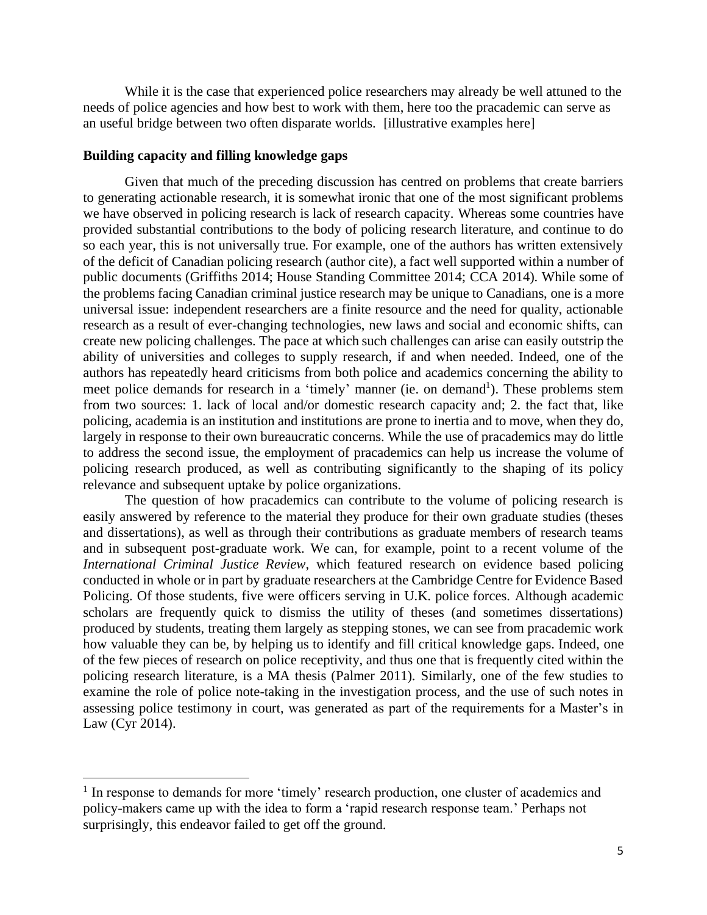While it is the case that experienced police researchers may already be well attuned to the needs of police agencies and how best to work with them, here too the pracademic can serve as an useful bridge between two often disparate worlds. [illustrative examples here]

**Building capacity and filling knowledge gaps**

Given that much of the preceding discussion has centred on problems that create barriers to generating actionable research, it is somewhat ironic that one of the most significant problems we have observed in policing research is lack of research capacity. Whereas some countries have provided substantial contributions to the body of policing research literature, and continue to do so each year, this is not universally true. For example, one of the authors has written extensively of the deficit of Canadian policing research (author cite), a fact well supported within a number of public documents (Griffiths 2014; House Standing Committee 2014; CCA 2014). While some of the problems facing Canadian criminal justice research may be unique to Canadians, one is a more universal issue: independent researchers are a finite resource and the need for quality, actionable research as a result of ever-changing technologies, new laws and social and economic shifts, can create new policing challenges. The pace at which such challenges can arise can easily outstrip the ability of universities and colleges to supply research, if and when needed. Indeed, one of the authors has repeatedly heard criticisms from both police and academics concerning the ability to meet police demands for research in a 'timely' manner (ie. on demand[1]). These problems stem from two sources: 1. lack of local and/or domestic research capacity and; 2. the fact that, like policing, academia is an institution and institutions are prone to inertia and to move, when they do, largely in response to their own bureaucratic concerns. While the use of pracademics may do little to address the second issue, the employment of pracademics can help us increase the volume of policing research produced, as well as contributing significantly to the shaping of its policy relevance and subsequent uptake by police organizations.

The question of how pracademics can contribute to the volume of policing research is easily answered by reference to the material they produce for their own graduate studies (theses and dissertations), as well as through their contributions as graduate members of research teams and in subsequent post-graduate work. We can, for example, point to a recent volume of the *International Criminal Justice Review*, which featured research on evidence based policing conducted in whole or in part by graduate researchers at the Cambridge Centre for Evidence Based Policing. Of those students, five were officers serving in U.K. police forces. Although academic scholars are frequently quick to dismiss the utility of theses (and sometimes dissertations) produced by students, treating them largely as stepping stones, we can see from pracademic work how valuable they can be, by helping us to identify and fill critical knowledge gaps. Indeed, one of the few pieces of research on police receptivity, and thus one that is frequently cited within the policing research literature, is a MA thesis (Palmer 2011). Similarly, one of the few studies to examine the role of police note-taking in the investigation process, and the use of such notes in assessing police testimony in court, was generated as part of the requirements for a Master's in Law (Cyr 2014).

[1] In response to demands for more 'timely' research production, one cluster of academics and policy-makers came up with the idea to form a 'rapid research response team.' Perhaps not surprisingly, this endeavor failed to get off the ground.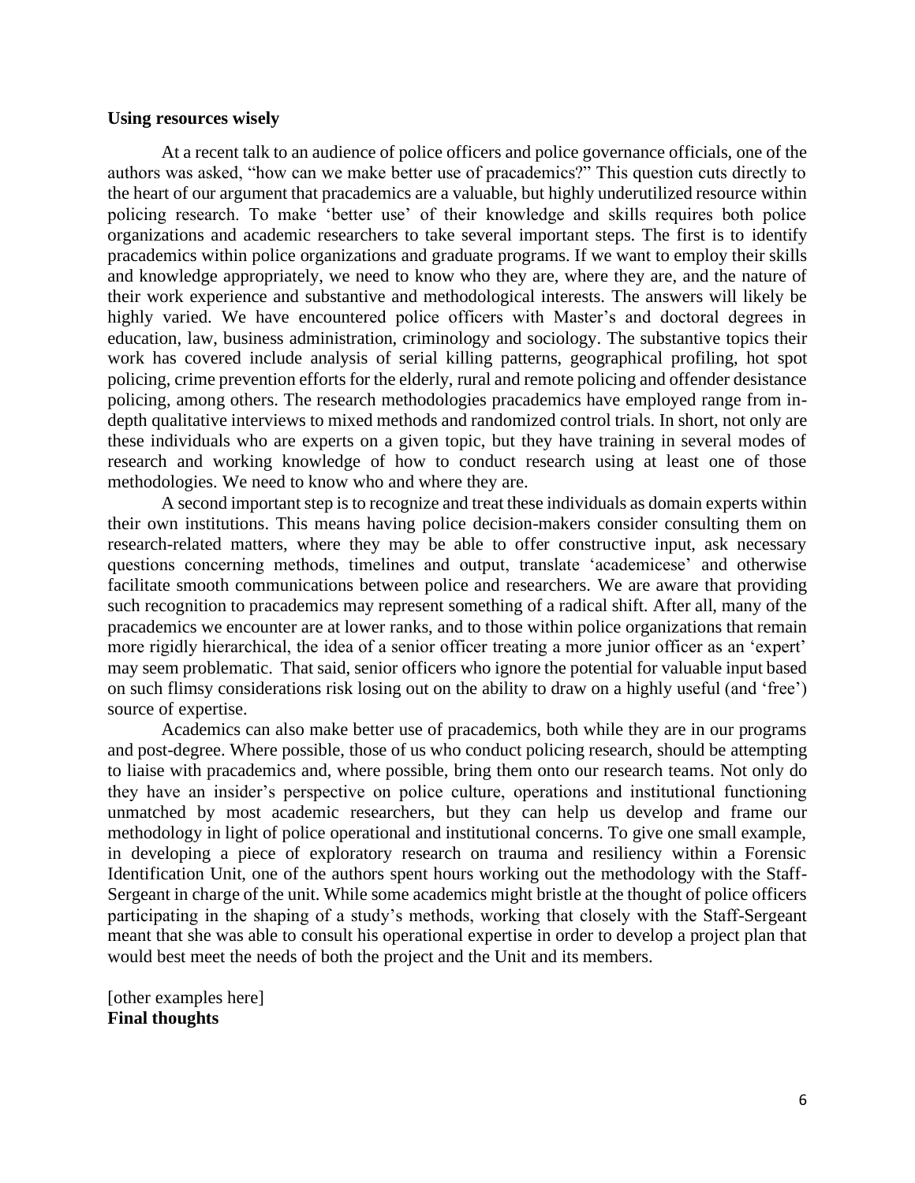**Using resources wisely**

At a recent talk to an audience of police officers and police governance officials, one of the authors was asked, "how can we make better use of pracademics?" This question cuts directly to the heart of our argument that pracademics are a valuable, but highly underutilized resource within policing research. To make 'better use' of their knowledge and skills requires both police organizations and academic researchers to take several important steps. The first is to identify pracademics within police organizations and graduate programs. If we want to employ their skills and knowledge appropriately, we need to know who they are, where they are, and the nature of their work experience and substantive and methodological interests. The answers will likely be highly varied. We have encountered police officers with Master's and doctoral degrees in education, law, business administration, criminology and sociology. The substantive topics their work has covered include analysis of serial killing patterns, geographical profiling, hot spot policing, crime prevention efforts for the elderly, rural and remote policing and offender desistance policing, among others. The research methodologies pracademics have employed range from in-depth qualitative interviews to mixed methods and randomized control trials. In short, not only are these individuals who are experts on a given topic, but they have training in several modes of research and working knowledge of how to conduct research using at least one of those methodologies. We need to know who and where they are.

A second important step is to recognize and treat these individuals as domain experts within their own institutions. This means having police decision-makers consider consulting them on research-related matters, where they may be able to offer constructive input, ask necessary questions concerning methods, timelines and output, translate 'academicese' and otherwise facilitate smooth communications between police and researchers. We are aware that providing such recognition to pracademics may represent something of a radical shift. After all, many of the pracademics we encounter are at lower ranks, and to those within police organizations that remain more rigidly hierarchical, the idea of a senior officer treating a more junior officer as an 'expert' may seem problematic. That said, senior officers who ignore the potential for valuable input based on such flimsy considerations risk losing out on the ability to draw on a highly useful (and 'free') source of expertise.

Academics can also make better use of pracademics, both while they are in our programs and post-degree. Where possible, those of us who conduct policing research, should be attempting to liaise with pracademics and, where possible, bring them onto our research teams. Not only do they have an insider's perspective on police culture, operations and institutional functioning unmatched by most academic researchers, but they can help us develop and frame our methodology in light of police operational and institutional concerns. To give one small example, in developing a piece of exploratory research on trauma and resiliency within a Forensic Identification Unit, one of the authors spent hours working out the methodology with the Staff-Sergeant in charge of the unit. While some academics might bristle at the thought of police officers participating in the shaping of a study's methods, working that closely with the Staff-Sergeant meant that she was able to consult his operational expertise in order to develop a project plan that would best meet the needs of both the project and the Unit and its members.

[other examples here]

**Final thoughts**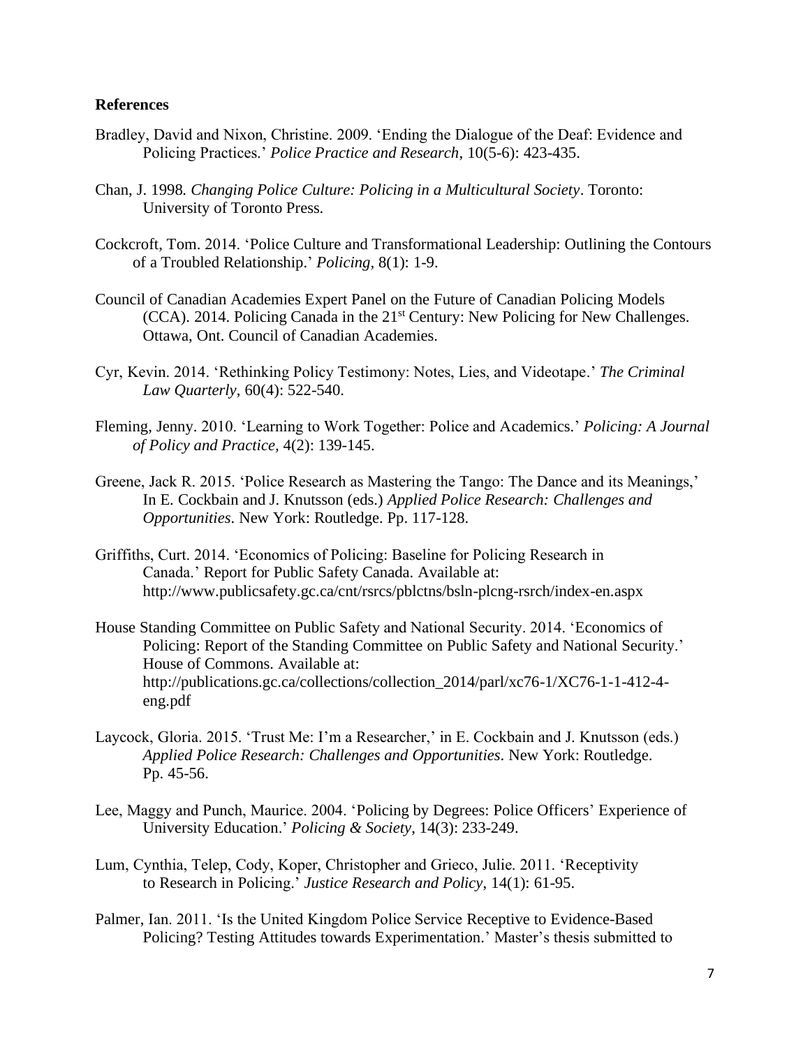**References**

Bradley, David and Nixon, Christine. 2009. 'Ending the Dialogue of the Deaf: Evidence and Policing Practices.' *Police Practice and Research*, 10(5-6): 423-435.

Chan, J. 1998. *Changing Police Culture: Policing in a Multicultural Society*. Toronto: University of Toronto Press.

Cockcroft, Tom. 2014. 'Police Culture and Transformational Leadership: Outlining the Contours of a Troubled Relationship.' *Policing*, 8(1): 1-9.

Council of Canadian Academies Expert Panel on the Future of Canadian Policing Models (CCA). 2014. Policing Canada in the 21st Century: New Policing for New Challenges. Ottawa, Ont. Council of Canadian Academies.

Cyr, Kevin. 2014. 'Rethinking Policy Testimony: Notes, Lies, and Videotape.' *The Criminal Law Quarterly*, 60(4): 522-540.

Fleming, Jenny. 2010. 'Learning to Work Together: Police and Academics.' *Policing: A Journal of Policy and Practice*, 4(2): 139-145.

Greene, Jack R. 2015. 'Police Research as Mastering the Tango: The Dance and its Meanings,' In E. Cockbain and J. Knutsson (eds.) *Applied Police Research: Challenges and Opportunities*. New York: Routledge. Pp. 117-128.

Griffiths, Curt. 2014. 'Economics of Policing: Baseline for Policing Research in Canada.' Report for Public Safety Canada. Available at: http://www.publicsafety.gc.ca/cnt/rsrcs/pblctns/bsln-plcng-rsrch/index-en.aspx

House Standing Committee on Public Safety and National Security. 2014. 'Economics of Policing: Report of the Standing Committee on Public Safety and National Security.' House of Commons. Available at: http://publications.gc.ca/collections/collection_2014/parl/xc76-1/XC76-1-1-412-4-eng.pdf

Laycock, Gloria. 2015. 'Trust Me: I'm a Researcher,' in E. Cockbain and J. Knutsson (eds.) *Applied Police Research: Challenges and Opportunities*. New York: Routledge. Pp. 45-56.

Lee, Maggy and Punch, Maurice. 2004. 'Policing by Degrees: Police Officers' Experience of University Education.' *Policing & Society*, 14(3): 233-249.

Lum, Cynthia, Telep, Cody, Koper, Christopher and Grieco, Julie. 2011. 'Receptivity to Research in Policing.' *Justice Research and Policy*, 14(1): 61-95.

Palmer, Ian. 2011. 'Is the United Kingdom Police Service Receptive to Evidence-Based Policing? Testing Attitudes towards Experimentation.' Master's thesis submitted to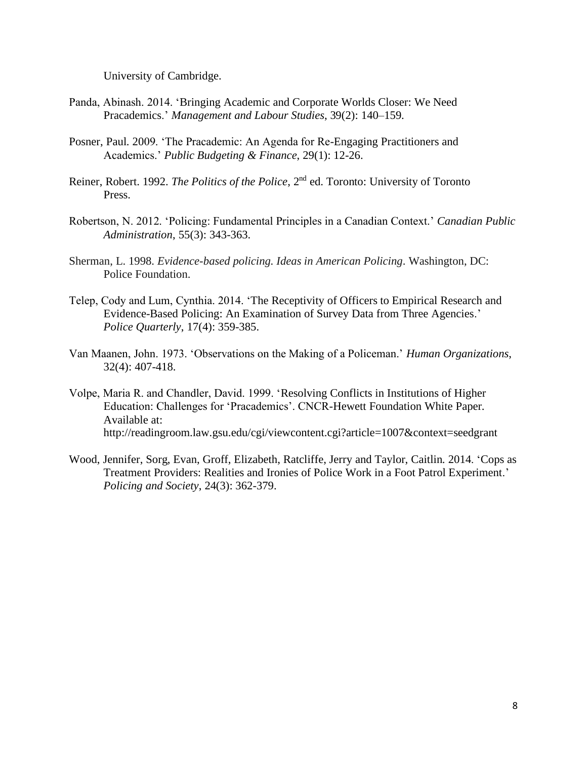University of Cambridge.

Panda, Abinash. 2014. 'Bringing Academic and Corporate Worlds Closer: We Need Pracademics.' *Management and Labour Studies*, 39(2): 140–159.

Posner, Paul. 2009. 'The Pracademic: An Agenda for Re-Engaging Practitioners and Academics.' *Public Budgeting & Finance*, 29(1): 12-26.

Reiner, Robert. 1992. *The Politics of the Police*, 2nd ed. Toronto: University of Toronto Press.

Robertson, N. 2012. 'Policing: Fundamental Principles in a Canadian Context.' *Canadian Public Administration*, 55(3): 343-363.

Sherman, L. 1998. *Evidence-based policing. Ideas in American Policing*. Washington, DC: Police Foundation.

Telep, Cody and Lum, Cynthia. 2014. 'The Receptivity of Officers to Empirical Research and Evidence-Based Policing: An Examination of Survey Data from Three Agencies.' *Police Quarterly*, 17(4): 359-385.

Van Maanen, John. 1973. 'Observations on the Making of a Policeman.' *Human Organizations*, 32(4): 407-418.

Volpe, Maria R. and Chandler, David. 1999. 'Resolving Conflicts in Institutions of Higher Education: Challenges for 'Pracademics'. CNCR-Hewett Foundation White Paper. Available at: http://readingroom.law.gsu.edu/cgi/viewcontent.cgi?article=1007&context=seedgrant

Wood, Jennifer, Sorg, Evan, Groff, Elizabeth, Ratcliffe, Jerry and Taylor, Caitlin. 2014. 'Cops as Treatment Providers: Realities and Ironies of Police Work in a Foot Patrol Experiment.' *Policing and Society*, 24(3): 362-379.